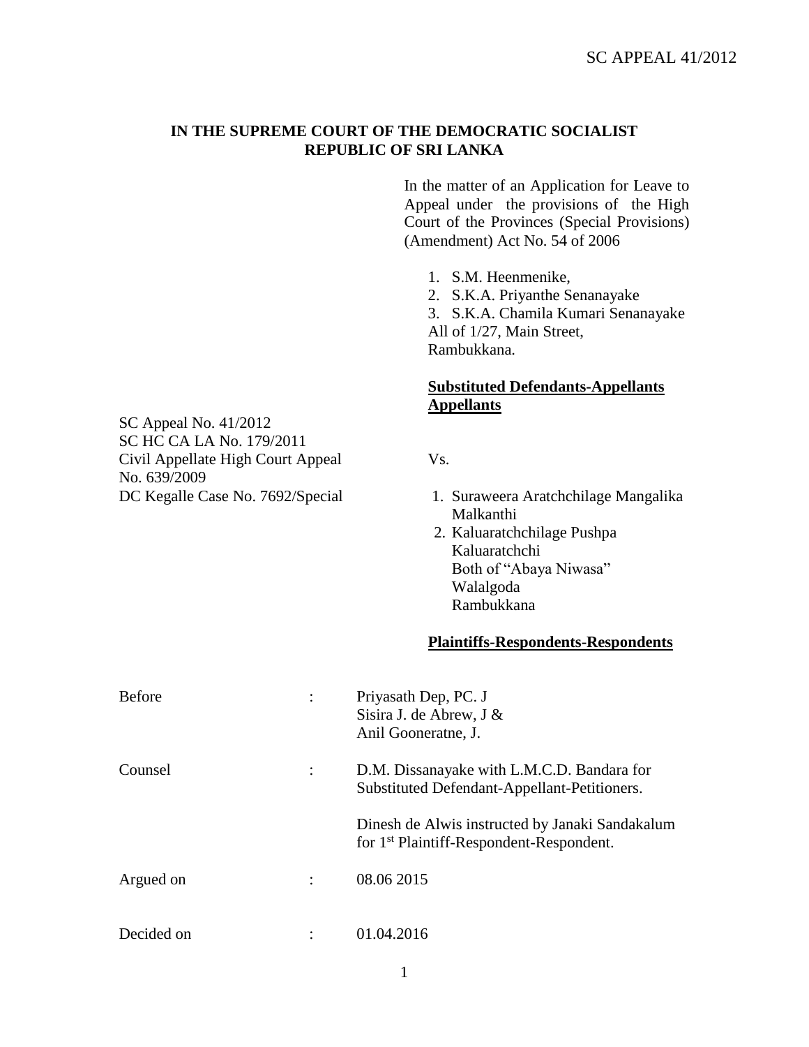**IN THE SUPREME COURT OF THE DEMOCRATIC SOCIALIST REPUBLIC OF SRI LANKA**

In the matter of an Application for Leave to Appeal under the provisions of the High Court of the Provinces (Special Provisions) (Amendment) Act No. 54 of 2006

1. S.M. Heenmenike,
2. S.K.A. Priyanthe Senanayake
3. S.K.A. Chamila Kumari Senanayake

All of 1/27, Main Street,
Rambukkana.

**Substituted Defendants-Appellants Appellants**

SC Appeal No. 41/2012
SC HC CA LA No. 179/2011
Civil Appellate High Court Appeal No. 639/2009
DC Kegalle Case No. 7692/Special

Vs.

1. Suraweera Aratchchilage Mangalika Malkanthi
2. Kaluaratchchilage Pushpa Kaluaratchchi

Both of "Abaya Niwasa"
Walalgoda
Rambukkana

**Plaintiffs-Respondents-Respondents**

| | | |
|---|---|---|
| Before | : | Priyasath Dep, PC. J<br>Sisira J. de Abrew, J &<br>Anil Gooneratne, J. |
| Counsel | : | D.M. Dissanayake with L.M.C.D. Bandara for Substituted Defendant-Appellant-Petitioners.<br><br>Dinesh de Alwis instructed by Janaki Sandakalum for 1st Plaintiff-Respondent-Respondent. |
| Argued on | : | 08.06 2015 |
| Decided on | : | 01.04.2016 |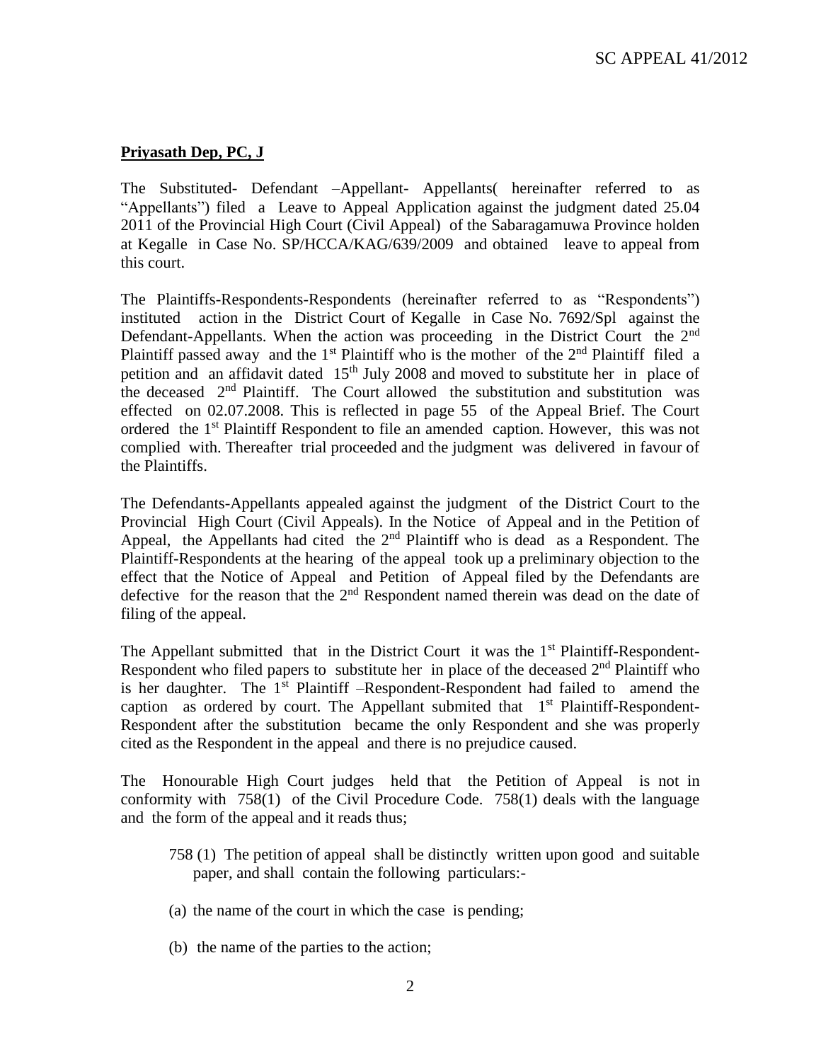**Priyasath Dep, PC, J**

The Substituted- Defendant –Appellant- Appellants( hereinafter referred to as "Appellants") filed a Leave to Appeal Application against the judgment dated 25.04 2011 of the Provincial High Court (Civil Appeal) of the Sabaragamuwa Province holden at Kegalle in Case No. SP/HCCA/KAG/639/2009 and obtained leave to appeal from this court.

The Plaintiffs-Respondents-Respondents (hereinafter referred to as "Respondents") instituted action in the District Court of Kegalle in Case No. 7692/Spl against the Defendant-Appellants. When the action was proceeding in the District Court the 2nd Plaintiff passed away and the 1st Plaintiff who is the mother of the 2nd Plaintiff filed a petition and an affidavit dated 15th July 2008 and moved to substitute her in place of the deceased 2nd Plaintiff. The Court allowed the substitution and substitution was effected on 02.07.2008. This is reflected in page 55 of the Appeal Brief. The Court ordered the 1st Plaintiff Respondent to file an amended caption. However, this was not complied with. Thereafter trial proceeded and the judgment was delivered in favour of the Plaintiffs.

The Defendants-Appellants appealed against the judgment of the District Court to the Provincial High Court (Civil Appeals). In the Notice of Appeal and in the Petition of Appeal, the Appellants had cited the 2nd Plaintiff who is dead as a Respondent. The Plaintiff-Respondents at the hearing of the appeal took up a preliminary objection to the effect that the Notice of Appeal and Petition of Appeal filed by the Defendants are defective for the reason that the 2nd Respondent named therein was dead on the date of filing of the appeal.

The Appellant submitted that in the District Court it was the 1st Plaintiff-Respondent-Respondent who filed papers to substitute her in place of the deceased 2nd Plaintiff who is her daughter. The 1st Plaintiff –Respondent-Respondent had failed to amend the caption as ordered by court. The Appellant submited that 1st Plaintiff-Respondent-Respondent after the substitution became the only Respondent and she was properly cited as the Respondent in the appeal and there is no prejudice caused.

The Honourable High Court judges held that the Petition of Appeal is not in conformity with 758(1) of the Civil Procedure Code. 758(1) deals with the language and the form of the appeal and it reads thus;

> 758 (1) The petition of appeal shall be distinctly written upon good and suitable paper, and shall contain the following particulars:-
>
> (a) the name of the court in which the case is pending;
>
> (b) the name of the parties to the action;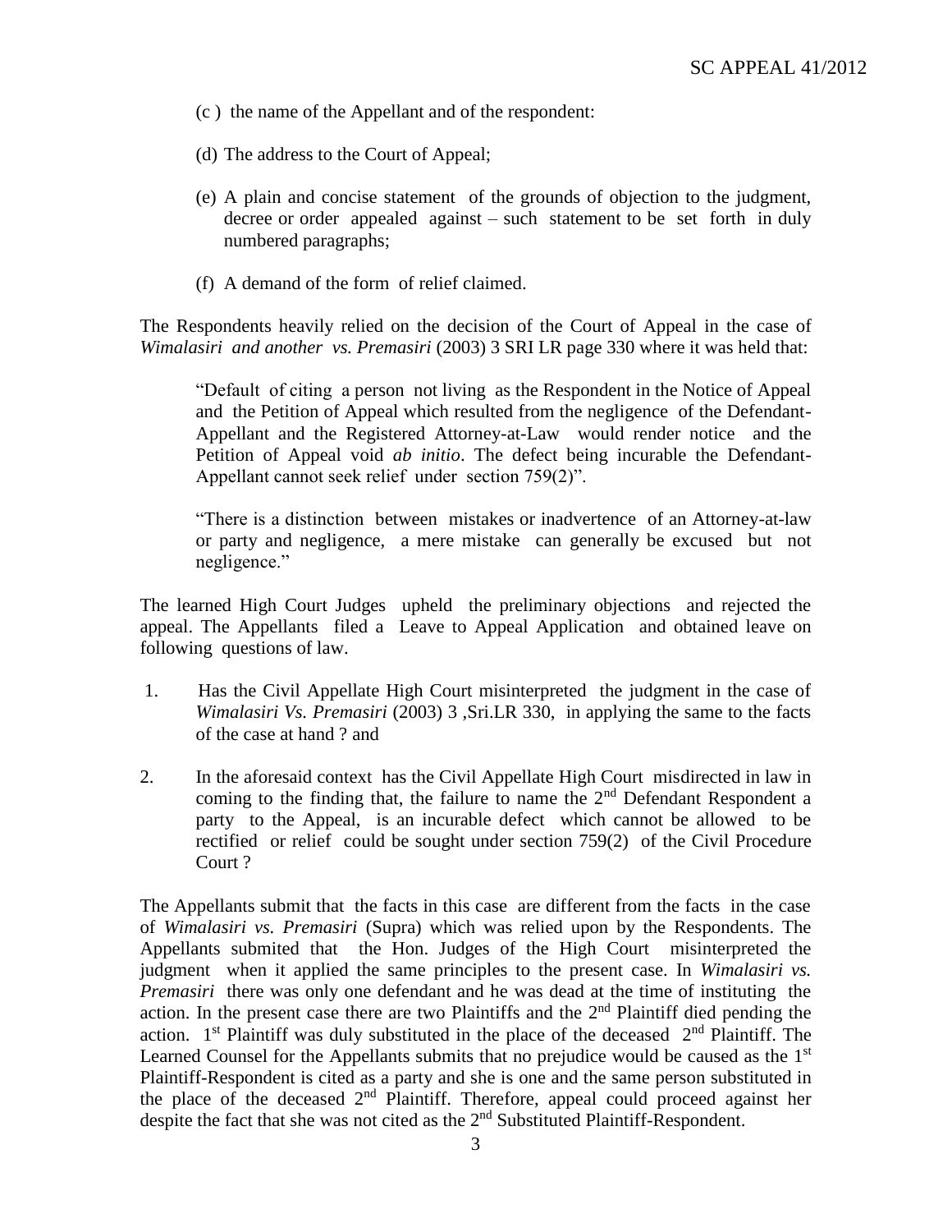(c ) the name of the Appellant and of the respondent:

(d) The address to the Court of Appeal;

(e) A plain and concise statement of the grounds of objection to the judgment, decree or order appealed against – such statement to be set forth in duly numbered paragraphs;

(f) A demand of the form of relief claimed.

The Respondents heavily relied on the decision of the Court of Appeal in the case of *Wimalasiri and another vs. Premasiri* (2003) 3 SRI LR page 330 where it was held that:

> "Default of citing a person not living as the Respondent in the Notice of Appeal and the Petition of Appeal which resulted from the negligence of the Defendant-Appellant and the Registered Attorney-at-Law would render notice and the Petition of Appeal void *ab initio*. The defect being incurable the Defendant-Appellant cannot seek relief under section 759(2)".
>
> "There is a distinction between mistakes or inadvertence of an Attorney-at-law or party and negligence, a mere mistake can generally be excused but not negligence."

The learned High Court Judges upheld the preliminary objections and rejected the appeal. The Appellants filed a Leave to Appeal Application and obtained leave on following questions of law.

1. Has the Civil Appellate High Court misinterpreted the judgment in the case of *Wimalasiri Vs. Premasiri* (2003) 3 ,Sri.LR 330, in applying the same to the facts of the case at hand ? and

2. In the aforesaid context has the Civil Appellate High Court misdirected in law in coming to the finding that, the failure to name the 2nd Defendant Respondent a party to the Appeal, is an incurable defect which cannot be allowed to be rectified or relief could be sought under section 759(2) of the Civil Procedure Court ?

The Appellants submit that the facts in this case are different from the facts in the case of *Wimalasiri vs. Premasiri* (Supra) which was relied upon by the Respondents. The Appellants submited that the Hon. Judges of the High Court misinterpreted the judgment when it applied the same principles to the present case. In *Wimalasiri vs. Premasiri* there was only one defendant and he was dead at the time of instituting the action. In the present case there are two Plaintiffs and the 2nd Plaintiff died pending the action. 1st Plaintiff was duly substituted in the place of the deceased 2nd Plaintiff. The Learned Counsel for the Appellants submits that no prejudice would be caused as the 1st Plaintiff-Respondent is cited as a party and she is one and the same person substituted in the place of the deceased 2nd Plaintiff. Therefore, appeal could proceed against her despite the fact that she was not cited as the 2nd Substituted Plaintiff-Respondent.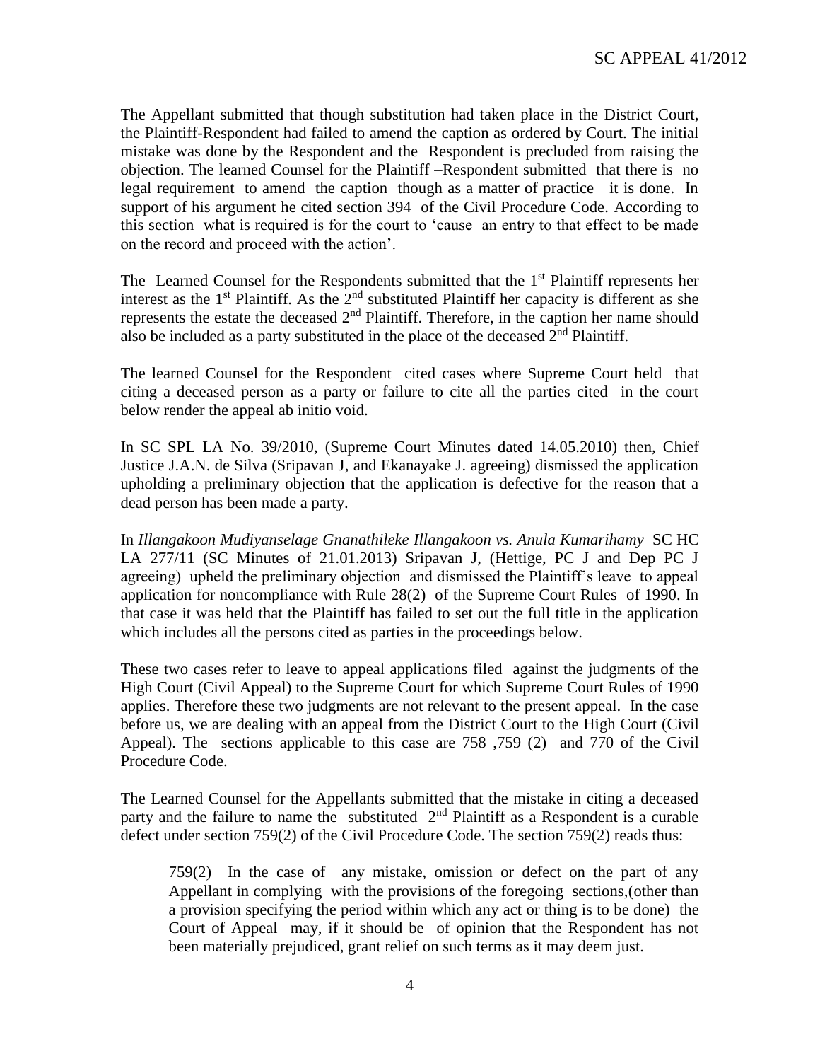The Appellant submitted that though substitution had taken place in the District Court, the Plaintiff-Respondent had failed to amend the caption as ordered by Court. The initial mistake was done by the Respondent and the Respondent is precluded from raising the objection. The learned Counsel for the Plaintiff –Respondent submitted that there is no legal requirement to amend the caption though as a matter of practice it is done. In support of his argument he cited section 394 of the Civil Procedure Code. According to this section what is required is for the court to 'cause an entry to that effect to be made on the record and proceed with the action'.

The Learned Counsel for the Respondents submitted that the 1st Plaintiff represents her interest as the 1st Plaintiff. As the 2nd substituted Plaintiff her capacity is different as she represents the estate the deceased 2nd Plaintiff. Therefore, in the caption her name should also be included as a party substituted in the place of the deceased 2nd Plaintiff.

The learned Counsel for the Respondent cited cases where Supreme Court held that citing a deceased person as a party or failure to cite all the parties cited in the court below render the appeal ab initio void.

In SC SPL LA No. 39/2010, (Supreme Court Minutes dated 14.05.2010) then, Chief Justice J.A.N. de Silva (Sripavan J, and Ekanayake J. agreeing) dismissed the application upholding a preliminary objection that the application is defective for the reason that a dead person has been made a party.

In *Illangakoon Mudiyanselage Gnanathileke Illangakoon vs. Anula Kumarihamy* SC HC LA 277/11 (SC Minutes of 21.01.2013) Sripavan J, (Hettige, PC J and Dep PC J agreeing) upheld the preliminary objection and dismissed the Plaintiff's leave to appeal application for noncompliance with Rule 28(2) of the Supreme Court Rules of 1990. In that case it was held that the Plaintiff has failed to set out the full title in the application which includes all the persons cited as parties in the proceedings below.

These two cases refer to leave to appeal applications filed against the judgments of the High Court (Civil Appeal) to the Supreme Court for which Supreme Court Rules of 1990 applies. Therefore these two judgments are not relevant to the present appeal. In the case before us, we are dealing with an appeal from the District Court to the High Court (Civil Appeal). The sections applicable to this case are 758 ,759 (2) and 770 of the Civil Procedure Code.

The Learned Counsel for the Appellants submitted that the mistake in citing a deceased party and the failure to name the substituted 2nd Plaintiff as a Respondent is a curable defect under section 759(2) of the Civil Procedure Code. The section 759(2) reads thus:

> 759(2) In the case of any mistake, omission or defect on the part of any Appellant in complying with the provisions of the foregoing sections,(other than a provision specifying the period within which any act or thing is to be done) the Court of Appeal may, if it should be of opinion that the Respondent has not been materially prejudiced, grant relief on such terms as it may deem just.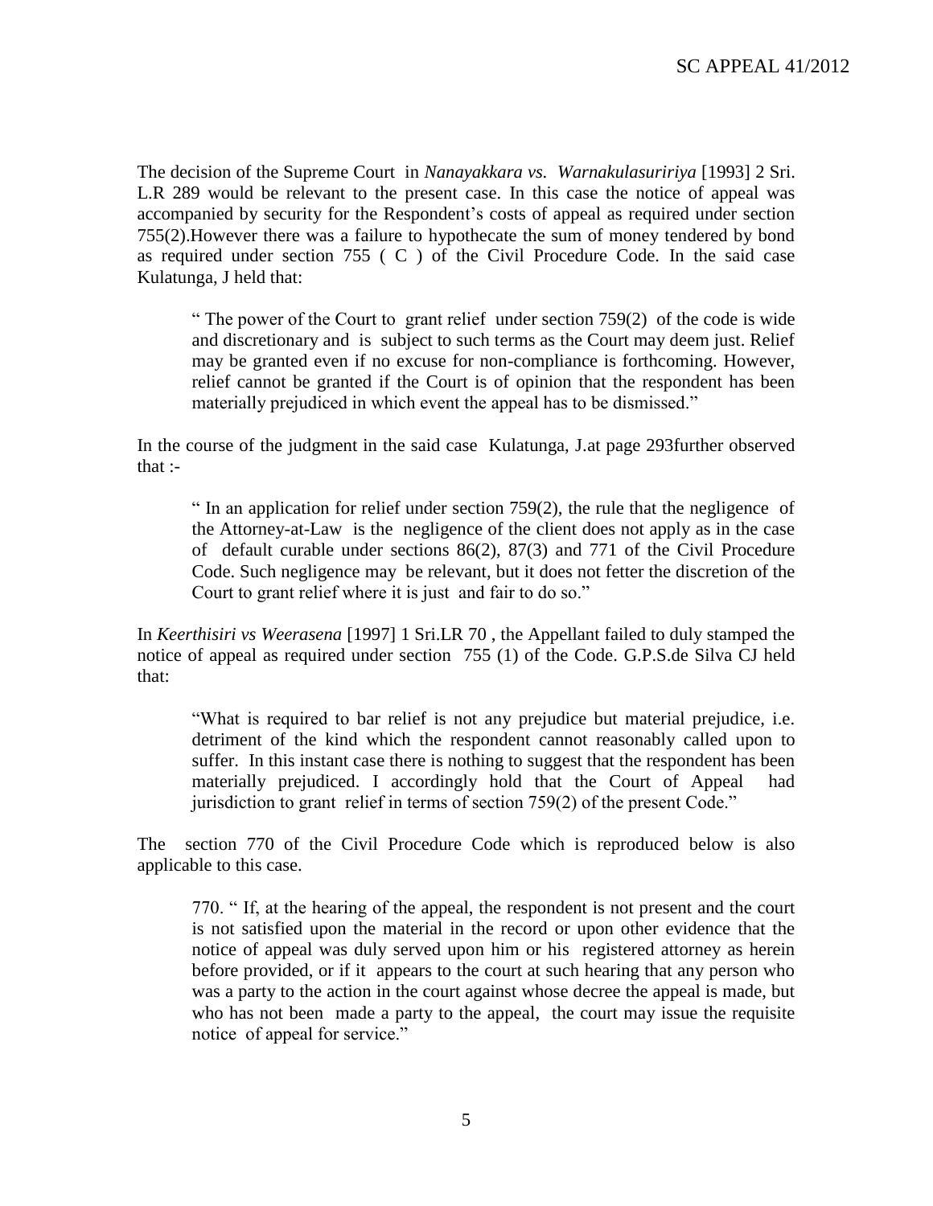The decision of the Supreme Court in *Nanayakkara vs. Warnakulasuririya* [1993] 2 Sri. L.R 289 would be relevant to the present case. In this case the notice of appeal was accompanied by security for the Respondent's costs of appeal as required under section 755(2).However there was a failure to hypothecate the sum of money tendered by bond as required under section 755 ( C ) of the Civil Procedure Code. In the said case Kulatunga, J held that:

> " The power of the Court to grant relief under section 759(2) of the code is wide and discretionary and is subject to such terms as the Court may deem just. Relief may be granted even if no excuse for non-compliance is forthcoming. However, relief cannot be granted if the Court is of opinion that the respondent has been materially prejudiced in which event the appeal has to be dismissed."

In the course of the judgment in the said case Kulatunga, J.at page 293further observed that :-

> " In an application for relief under section 759(2), the rule that the negligence of the Attorney-at-Law is the negligence of the client does not apply as in the case of default curable under sections 86(2), 87(3) and 771 of the Civil Procedure Code. Such negligence may be relevant, but it does not fetter the discretion of the Court to grant relief where it is just and fair to do so."

In *Keerthisiri vs Weerasena* [1997] 1 Sri.LR 70 , the Appellant failed to duly stamped the notice of appeal as required under section 755 (1) of the Code. G.P.S.de Silva CJ held that:

> "What is required to bar relief is not any prejudice but material prejudice, i.e. detriment of the kind which the respondent cannot reasonably called upon to suffer. In this instant case there is nothing to suggest that the respondent has been materially prejudiced. I accordingly hold that the Court of Appeal had jurisdiction to grant relief in terms of section 759(2) of the present Code."

The section 770 of the Civil Procedure Code which is reproduced below is also applicable to this case.

> 770. " If, at the hearing of the appeal, the respondent is not present and the court is not satisfied upon the material in the record or upon other evidence that the notice of appeal was duly served upon him or his registered attorney as herein before provided, or if it appears to the court at such hearing that any person who was a party to the action in the court against whose decree the appeal is made, but who has not been made a party to the appeal, the court may issue the requisite notice of appeal for service."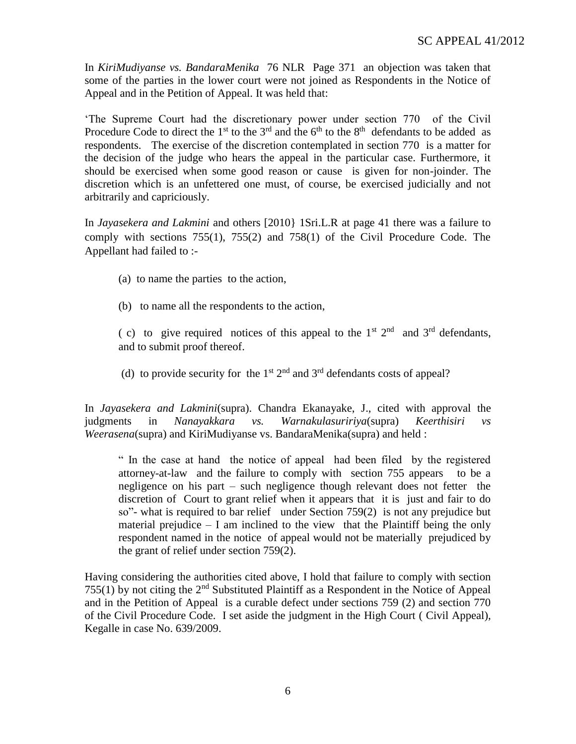In *KiriMudiyanse vs. BandaraMenika* 76 NLR Page 371 an objection was taken that some of the parties in the lower court were not joined as Respondents in the Notice of Appeal and in the Petition of Appeal. It was held that:

'The Supreme Court had the discretionary power under section 770 of the Civil Procedure Code to direct the 1st to the 3rd and the 6th to the 8th defendants to be added as respondents. The exercise of the discretion contemplated in section 770 is a matter for the decision of the judge who hears the appeal in the particular case. Furthermore, it should be exercised when some good reason or cause is given for non-joinder. The discretion which is an unfettered one must, of course, be exercised judicially and not arbitrarily and capriciously.

In *Jayasekera and Lakmini* and others [2010} 1Sri.L.R at page 41 there was a failure to comply with sections 755(1), 755(2) and 758(1) of the Civil Procedure Code. The Appellant had failed to :-

(a) to name the parties to the action,

(b) to name all the respondents to the action,

( c) to give required notices of this appeal to the 1st 2nd and 3rd defendants, and to submit proof thereof.

(d) to provide security for the 1st 2nd and 3rd defendants costs of appeal?

In *Jayasekera and Lakmini*(supra). Chandra Ekanayake, J., cited with approval the judgments in *Nanayakkara vs. Warnakulasuriya*(supra) *Keerthisiri vs Weerasena*(supra) and KiriMudiyanse vs. BandaraMenika(supra) and held :

> " In the case at hand the notice of appeal had been filed by the registered attorney-at-law and the failure to comply with section 755 appears to be a negligence on his part – such negligence though relevant does not fetter the discretion of Court to grant relief when it appears that it is just and fair to do so"- what is required to bar relief under Section 759(2) is not any prejudice but material prejudice – I am inclined to the view that the Plaintiff being the only respondent named in the notice of appeal would not be materially prejudiced by the grant of relief under section 759(2).

Having considering the authorities cited above, I hold that failure to comply with section 755(1) by not citing the 2nd Substituted Plaintiff as a Respondent in the Notice of Appeal and in the Petition of Appeal is a curable defect under sections 759 (2) and section 770 of the Civil Procedure Code. I set aside the judgment in the High Court ( Civil Appeal), Kegalle in case No. 639/2009.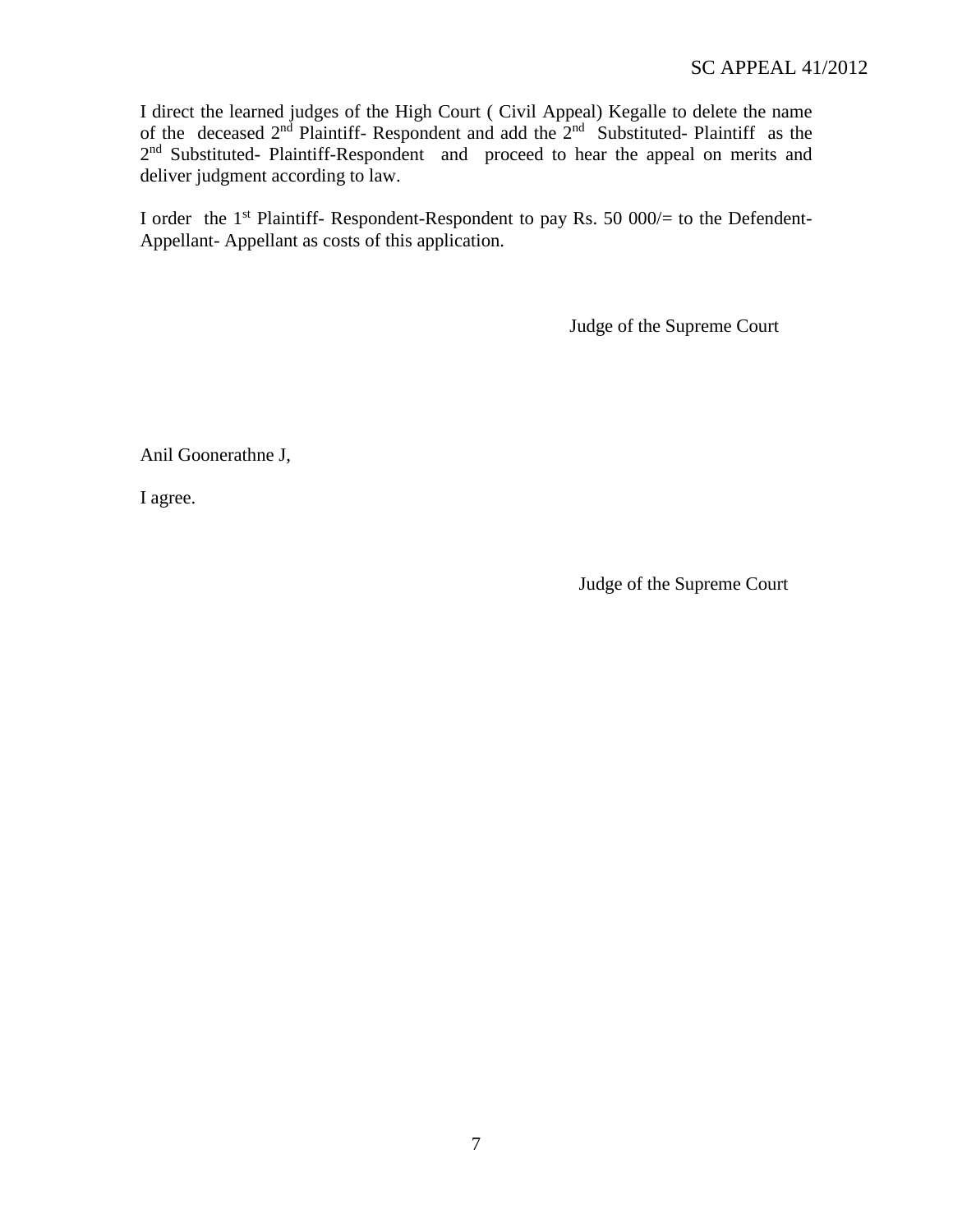I direct the learned judges of the High Court ( Civil Appeal) Kegalle to delete the name of the deceased 2nd Plaintiff- Respondent and add the 2nd Substituted- Plaintiff as the 2nd Substituted- Plaintiff-Respondent and proceed to hear the appeal on merits and deliver judgment according to law.

I order the 1st Plaintiff- Respondent-Respondent to pay Rs. 50 000/= to the Defendent-Appellant- Appellant as costs of this application.

Judge of the Supreme Court

Anil Goonerathne J,

I agree.

Judge of the Supreme Court